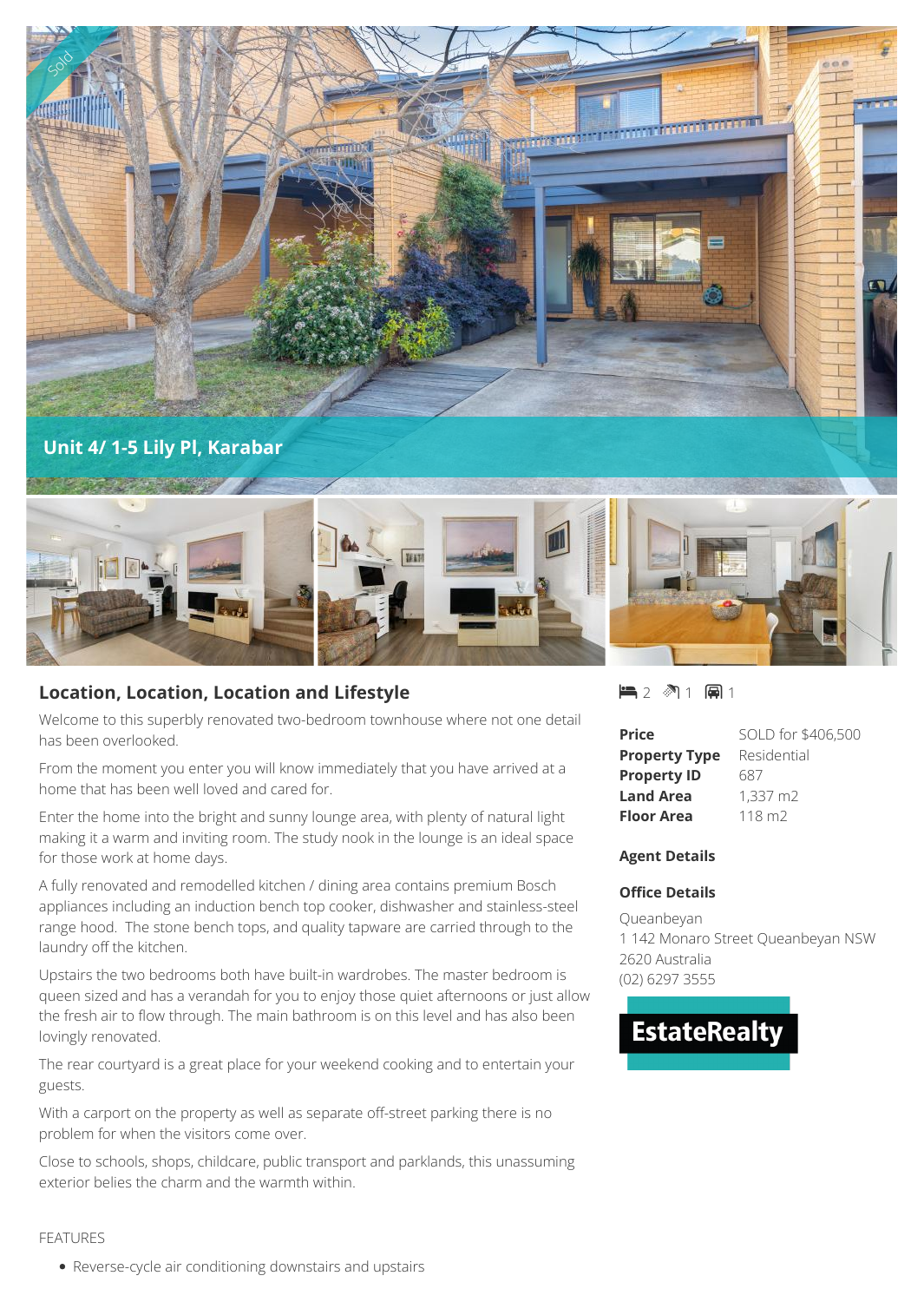Sold

# Unit 4/ 1-5 Lily Pl, Karabar

## Location, Location, Location and Lifestyle

Welcome to this superbly renovated two-bedroom townhouse where not one detail has been overlooked.

From the moment you enter you will know immediately that you have arrived at a home that has been well loved and cared for.

Enter the home into the bright and sunny lounge area, with plenty of natural light making it a warm and inviting room. The study nook in the lounge is an ideal space for those work at home days.

A fully renovated and remodelled kitchen / dining area contains premium Bosch appliances including an induction bench top cooker, dishwasher and stainless-steel range hood. The stone bench tops, and quality tapware are carried through to the laundry off the kitchen.

Upstairs the two bedrooms both have built-in wardrobes. The master bedroom is queen sized and has a verandah for you to enjoy those quiet afternoons or just allow the fresh air to flow through. The main bathroom is on this level and has also been lovingly renovated.

The rear courtyard is a great place for your weekend cooking and to entertain your guests.

With a carport on the property as well as separate off-street parking there is no problem for when the visitors come over.

Close to schools, shops, childcare, public transport and parklands, this unassuming exterior belies the charm and the warmth within.

FEATURES

- Reverse-cycle air conditioning downstairs and upstairs

2 | 1 | 1

| | |
|---|---|
| **Price** | SOLD for $406,500 |
| **Property Type** | Residential |
| **Property ID** | 687 |
| **Land Area** | 1,337 m2 |
| **Floor Area** | 118 m2 |

**Agent Details**

**Office Details**

Queanbeyan
1 142 Monaro Street Queanbeyan NSW 2620 Australia
(02) 6297 3555

EstateRealty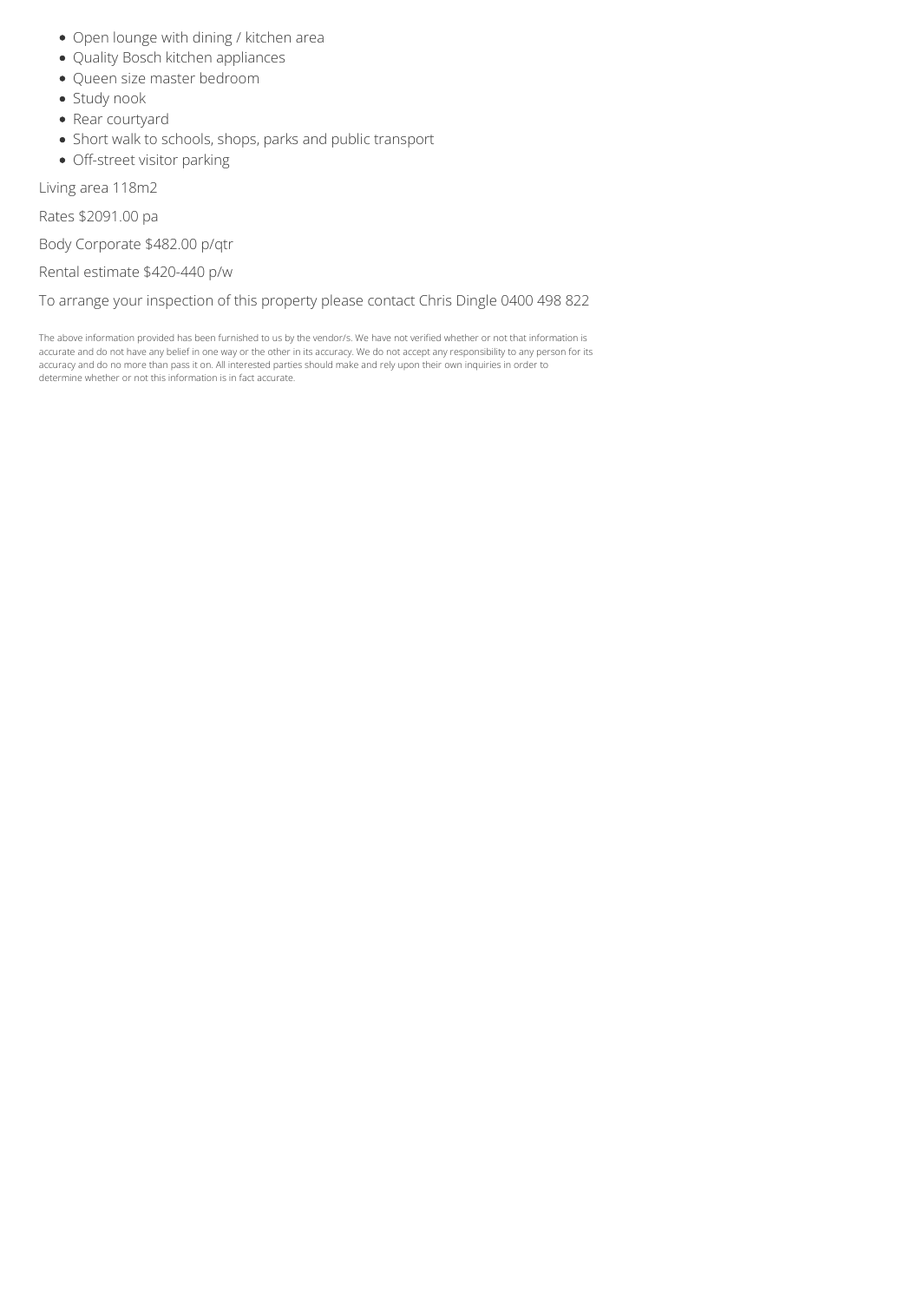- Open lounge with dining / kitchen area
- Quality Bosch kitchen appliances
- Queen size master bedroom
- Study nook
- Rear courtyard
- Short walk to schools, shops, parks and public transport
- Off-street visitor parking

Living area 118m2

Rates $2091.00 pa

Body Corporate $482.00 p/qtr

Rental estimate $420-440 p/w

To arrange your inspection of this property please contact Chris Dingle 0400 498 822

The above information provided has been furnished to us by the vendor/s. We have not verified whether or not that information is accurate and do not have any belief in one way or the other in its accuracy. We do not accept any responsibility to any person for its accuracy and do no more than pass it on. All interested parties should make and rely upon their own inquiries in order to determine whether or not this information is in fact accurate.